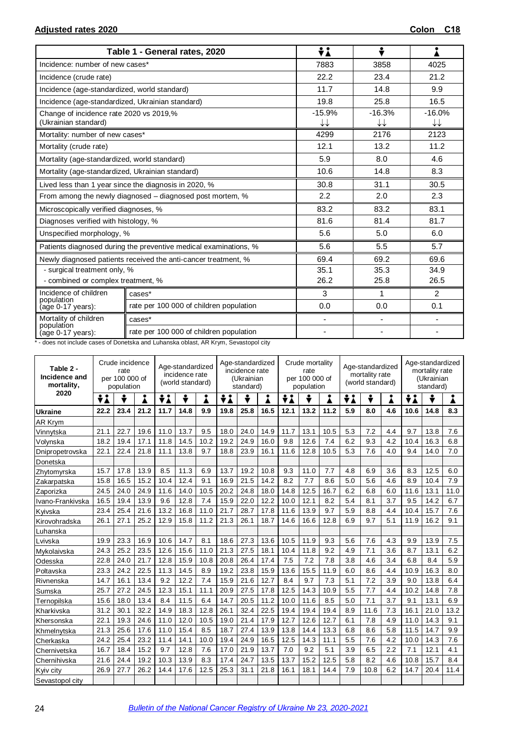## Adjusted rates 2020

## Colon C18

| Table 1 - General rates, 2020 | | Both sexes | Male | Female |
|---|---|---|---|---|
| Incidence: number of new cases* | | 7883 | 3858 | 4025 |
| Incidence (crude rate) | | 22.2 | 23.4 | 21.2 |
| Incidence (age-standardized, world standard) | | 11.7 | 14.8 | 9.9 |
| Incidence (age-standardized, Ukrainian standard) | | 19.8 | 25.8 | 16.5 |
| Change of incidence rate 2020 vs 2019,% (Ukrainian standard) | | -15.9% ↓↓ | -16.3% ↓↓ | -16.0% ↓↓ |
| Mortality: number of new cases* | | 4299 | 2176 | 2123 |
| Mortality (crude rate) | | 12.1 | 13.2 | 11.2 |
| Mortality (age-standardized, world standard) | | 5.9 | 8.0 | 4.6 |
| Mortality (age-standardized, Ukrainian standard) | | 10.6 | 14.8 | 8.3 |
| Lived less than 1 year since the diagnosis in 2020, % | | 30.8 | 31.1 | 30.5 |
| From among the newly diagnosed – diagnosed post mortem, % | | 2.2 | 2.0 | 2.3 |
| Microscopically verified diagnoses, % | | 83.2 | 83.2 | 83.1 |
| Diagnoses verified with histology, % | | 81.6 | 81.4 | 81.7 |
| Unspecified morphology, % | | 5.6 | 5.0 | 6.0 |
| Patients diagnosed during the preventive medical examinations, % | | 5.6 | 5.5 | 5.7 |
| Newly diagnosed patients received the anti-cancer treatment, % | | 69.4 | 69.2 | 69.6 |
| - surgical treatment only, % | | 35.1 | 35.3 | 34.9 |
| - combined or complex treatment, % | | 26.2 | 25.8 | 26.5 |
| Incidence of children population (age 0-17 years): | cases* | 3 | 1 | 2 |
| | rate per 100 000 of children population | 0.0 | 0.0 | 0.1 |
| Mortality of children population (age 0-17 years): | cases* | - | - | - |
| | rate per 100 000 of children population | - | - | - |

* - does not include cases of Donetska and Luhanska oblast, AR Krym, Sevastopol city

| Table 2 - Incidence and mortality, 2020 | Crude incidence rate per 100 000 of population | | | Age-standardized incidence rate (world standard) | | | Age-standardized incidence rate (Ukrainian standard) | | | Crude mortality rate per 100 000 of population | | | Age-standardized mortality rate (world standard) | | | Age-standardized mortality rate (Ukrainian standard) | | |
|---|---|---|---|---|---|---|---|---|---|---|---|---|---|---|---|---|---|---|
| | Both | Male | Female | Both | Male | Female | Both | Male | Female | Both | Male | Female | Both | Male | Female | Both | Male | Female |
| **Ukraine** | **22.2** | **23.4** | **21.2** | **11.7** | **14.8** | **9.9** | **19.8** | **25.8** | **16.5** | **12.1** | **13.2** | **11.2** | **5.9** | **8.0** | **4.6** | **10.6** | **14.8** | **8.3** |
| AR Krym | | | | | | | | | | | | | | | | | | |
| Vinnytska | 21.1 | 22.7 | 19.6 | 11.0 | 13.7 | 9.5 | 18.0 | 24.0 | 14.9 | 11.7 | 13.1 | 10.5 | 5.3 | 7.2 | 4.4 | 9.7 | 13.8 | 7.6 |
| Volynska | 18.2 | 19.4 | 17.1 | 11.8 | 14.5 | 10.2 | 19.2 | 24.9 | 16.0 | 9.8 | 12.6 | 7.4 | 6.2 | 9.3 | 4.2 | 10.4 | 16.3 | 6.8 |
| Dnipropetrovska | 22.1 | 22.4 | 21.8 | 11.1 | 13.8 | 9.7 | 18.8 | 23.9 | 16.1 | 11.6 | 12.8 | 10.5 | 5.3 | 7.6 | 4.0 | 9.4 | 14.0 | 7.0 |
| Donetska | | | | | | | | | | | | | | | | | | |
| Zhytomyrska | 15.7 | 17.8 | 13.9 | 8.5 | 11.3 | 6.9 | 13.7 | 19.2 | 10.8 | 9.3 | 11.0 | 7.7 | 4.8 | 6.9 | 3.6 | 8.3 | 12.5 | 6.0 |
| Zakarpatska | 15.8 | 16.5 | 15.2 | 10.4 | 12.4 | 9.1 | 16.9 | 21.5 | 14.2 | 8.2 | 7.7 | 8.6 | 5.0 | 5.6 | 4.6 | 8.9 | 10.4 | 7.9 |
| Zaporizka | 24.5 | 24.0 | 24.9 | 11.6 | 14.0 | 10.5 | 20.2 | 24.8 | 18.0 | 14.8 | 12.5 | 16.7 | 6.2 | 6.8 | 6.0 | 11.6 | 13.1 | 11.0 |
| Ivano-Frankivska | 16.5 | 19.4 | 13.9 | 9.6 | 12.8 | 7.4 | 15.9 | 22.0 | 12.2 | 10.0 | 12.1 | 8.2 | 5.4 | 8.1 | 3.7 | 9.5 | 14.2 | 6.7 |
| Kyivska | 23.4 | 25.4 | 21.6 | 13.2 | 16.8 | 11.0 | 21.7 | 28.7 | 17.8 | 11.6 | 13.9 | 9.7 | 5.9 | 8.8 | 4.4 | 10.4 | 15.7 | 7.6 |
| Kirovohradska | 26.1 | 27.1 | 25.2 | 12.9 | 15.8 | 11.2 | 21.3 | 26.1 | 18.7 | 14.6 | 16.6 | 12.8 | 6.9 | 9.7 | 5.1 | 11.9 | 16.2 | 9.1 |
| Luhanska | | | | | | | | | | | | | | | | | | |
| Lvivska | 19.9 | 23.3 | 16.9 | 10.6 | 14.7 | 8.1 | 18.6 | 27.3 | 13.6 | 10.5 | 11.9 | 9.3 | 5.6 | 7.6 | 4.3 | 9.9 | 13.9 | 7.5 |
| Mykolaivska | 24.3 | 25.2 | 23.5 | 12.6 | 15.6 | 11.0 | 21.3 | 27.5 | 18.1 | 10.4 | 11.8 | 9.2 | 4.9 | 7.1 | 3.6 | 8.7 | 13.1 | 6.2 |
| Odesska | 22.8 | 24.0 | 21.7 | 12.8 | 15.9 | 10.8 | 20.8 | 26.4 | 17.4 | 7.5 | 7.2 | 7.8 | 3.8 | 4.6 | 3.4 | 6.8 | 8.4 | 5.9 |
| Poltavska | 23.3 | 24.2 | 22.5 | 11.3 | 14.5 | 8.9 | 19.2 | 23.8 | 15.9 | 13.6 | 15.5 | 11.9 | 6.0 | 8.6 | 4.4 | 10.9 | 16.3 | 8.0 |
| Rivnenska | 14.7 | 16.1 | 13.4 | 9.2 | 12.2 | 7.4 | 15.9 | 21.6 | 12.7 | 8.4 | 9.7 | 7.3 | 5.1 | 7.2 | 3.9 | 9.0 | 13.8 | 6.4 |
| Sumska | 25.7 | 27.2 | 24.5 | 12.3 | 15.1 | 11.1 | 20.9 | 27.5 | 17.8 | 12.5 | 14.3 | 10.9 | 5.5 | 7.7 | 4.4 | 10.2 | 14.8 | 7.8 |
| Ternopilska | 15.6 | 18.0 | 13.4 | 8.4 | 11.5 | 6.4 | 14.7 | 20.5 | 11.2 | 10.0 | 11.6 | 8.5 | 5.0 | 7.1 | 3.7 | 9.1 | 13.1 | 6.9 |
| Kharkivska | 31.2 | 30.1 | 32.2 | 14.9 | 18.3 | 12.8 | 26.1 | 32.4 | 22.5 | 19.4 | 19.4 | 19.4 | 8.9 | 11.6 | 7.3 | 16.1 | 21.0 | 13.2 |
| Khersonska | 22.1 | 19.3 | 24.6 | 11.0 | 12.0 | 10.5 | 19.0 | 21.4 | 17.9 | 12.7 | 12.6 | 12.7 | 6.1 | 7.8 | 4.9 | 11.0 | 14.3 | 9.1 |
| Khmelnytska | 21.3 | 25.6 | 17.6 | 11.0 | 15.4 | 8.5 | 18.7 | 27.4 | 13.9 | 13.8 | 14.4 | 13.3 | 6.8 | 8.6 | 5.8 | 11.5 | 14.7 | 9.9 |
| Cherkaska | 24.2 | 25.4 | 23.2 | 11.4 | 14.1 | 10.0 | 19.4 | 24.9 | 16.5 | 12.5 | 14.3 | 11.1 | 5.5 | 7.6 | 4.2 | 10.0 | 14.3 | 7.6 |
| Chernivetska | 16.7 | 18.4 | 15.2 | 9.7 | 12.8 | 7.6 | 17.0 | 21.9 | 13.7 | 7.0 | 9.2 | 5.1 | 3.9 | 6.5 | 2.2 | 7.1 | 12.1 | 4.1 |
| Chernihivska | 21.6 | 24.4 | 19.2 | 10.3 | 13.9 | 8.3 | 17.4 | 24.7 | 13.5 | 13.7 | 15.2 | 12.5 | 5.8 | 8.2 | 4.6 | 10.8 | 15.7 | 8.4 |
| Kyiv city | 26.9 | 27.7 | 26.2 | 14.4 | 17.6 | 12.5 | 25.3 | 31.1 | 21.8 | 16.1 | 18.1 | 14.4 | 7.9 | 10.8 | 6.2 | 14.7 | 20.4 | 11.4 |
| Sevastopol city | | | | | | | | | | | | | | | | | | |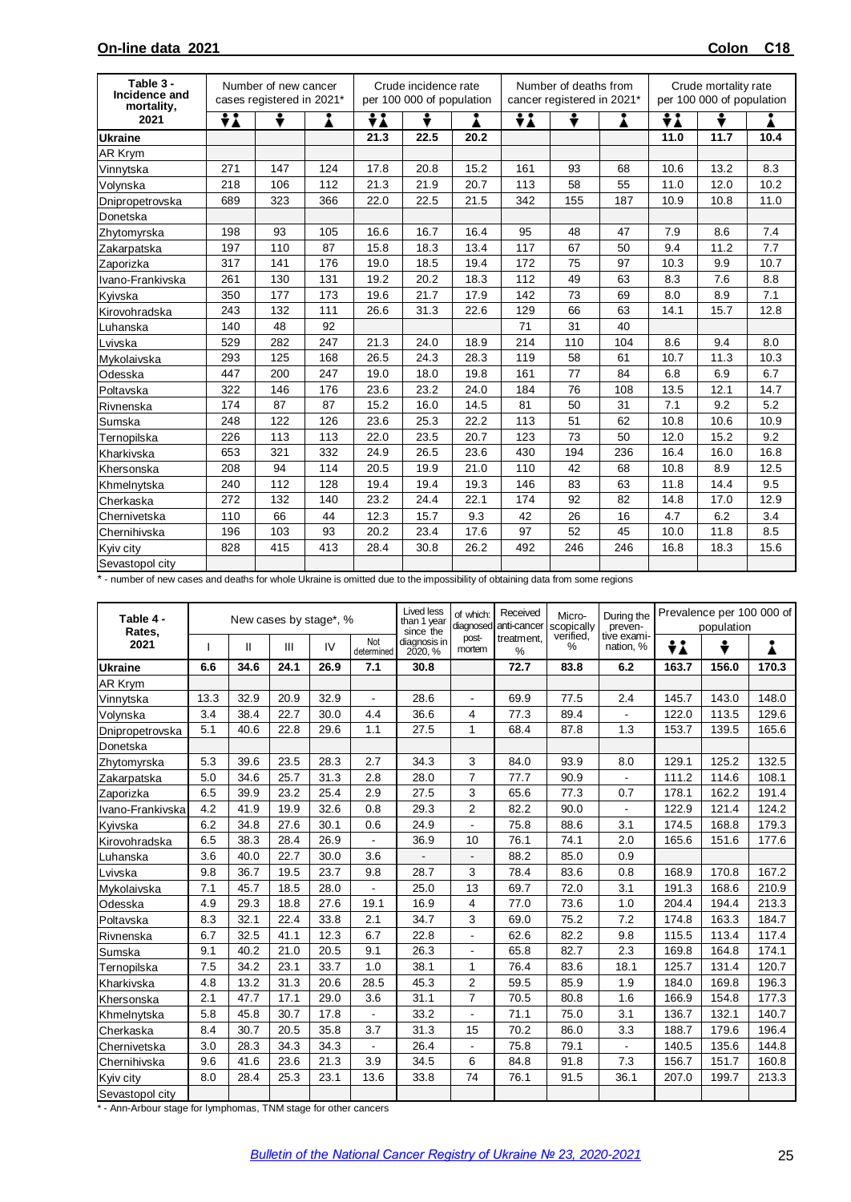## Colon C18

| Table 3 - Incidence and mortality, 2021 | Number of new cancer cases registered in 2021* | | | Crude incidence rate per 100 000 of population | | | Number of deaths from cancer registered in 2021* | | | Crude mortality rate per 100 000 of population | | |
|---|---|---|---|---|---|---|---|---|---|---|---|---|
| | ♂♀ | ♂ | ♀ | ♂♀ | ♂ | ♀ | ♂♀ | ♂ | ♀ | ♂♀ | ♂ | ♀ |
| **Ukraine** | | | | **21.3** | **22.5** | **20.2** | | | | **11.0** | **11.7** | **10.4** |
| AR Krym | | | | | | | | | | | | |
| Vinnytska | 271 | 147 | 124 | 17.8 | 20.8 | 15.2 | 161 | 93 | 68 | 10.6 | 13.2 | 8.3 |
| Volynska | 218 | 106 | 112 | 21.3 | 21.9 | 20.7 | 113 | 58 | 55 | 11.0 | 12.0 | 10.2 |
| Dnipropetrovska | 689 | 323 | 366 | 22.0 | 22.5 | 21.5 | 342 | 155 | 187 | 10.9 | 10.8 | 11.0 |
| Donetska | | | | | | | | | | | | |
| Zhytomyrska | 198 | 93 | 105 | 16.6 | 16.7 | 16.4 | 95 | 48 | 47 | 7.9 | 8.6 | 7.4 |
| Zakarpatska | 197 | 110 | 87 | 15.8 | 18.3 | 13.4 | 117 | 67 | 50 | 9.4 | 11.2 | 7.7 |
| Zaporizka | 317 | 141 | 176 | 19.0 | 18.5 | 19.4 | 172 | 75 | 97 | 10.3 | 9.9 | 10.7 |
| Ivano-Frankivska | 261 | 130 | 131 | 19.2 | 20.2 | 18.3 | 112 | 49 | 63 | 8.3 | 7.6 | 8.8 |
| Kyivska | 350 | 177 | 173 | 19.6 | 21.7 | 17.9 | 142 | 73 | 69 | 8.0 | 8.9 | 7.1 |
| Kirovohradska | 243 | 132 | 111 | 26.6 | 31.3 | 22.6 | 129 | 66 | 63 | 14.1 | 15.7 | 12.8 |
| Luhanska | 140 | 48 | 92 | | | | 71 | 31 | 40 | | | |
| Lvivska | 529 | 282 | 247 | 21.3 | 24.0 | 18.9 | 214 | 110 | 104 | 8.6 | 9.4 | 8.0 |
| Mykolaivska | 293 | 125 | 168 | 26.5 | 24.3 | 28.3 | 119 | 58 | 61 | 10.7 | 11.3 | 10.3 |
| Odesska | 447 | 200 | 247 | 19.0 | 18.0 | 19.8 | 161 | 77 | 84 | 6.8 | 6.9 | 6.7 |
| Poltavska | 322 | 146 | 176 | 23.6 | 23.2 | 24.0 | 184 | 76 | 108 | 13.5 | 12.1 | 14.7 |
| Rivnenska | 174 | 87 | 87 | 15.2 | 16.0 | 14.5 | 81 | 50 | 31 | 7.1 | 9.2 | 5.2 |
| Sumska | 248 | 122 | 126 | 23.6 | 25.3 | 22.2 | 113 | 51 | 62 | 10.8 | 10.6 | 10.9 |
| Ternopilska | 226 | 113 | 113 | 22.0 | 23.5 | 20.7 | 123 | 73 | 50 | 12.0 | 15.2 | 9.2 |
| Kharkivska | 653 | 321 | 332 | 24.9 | 26.5 | 23.6 | 430 | 194 | 236 | 16.4 | 16.0 | 16.8 |
| Khersonska | 208 | 94 | 114 | 20.5 | 19.9 | 21.0 | 110 | 42 | 68 | 10.8 | 8.9 | 12.5 |
| Khmelnytska | 240 | 112 | 128 | 19.4 | 19.4 | 19.3 | 146 | 83 | 63 | 11.8 | 14.4 | 9.5 |
| Cherkaska | 272 | 132 | 140 | 23.2 | 24.4 | 22.1 | 174 | 92 | 82 | 14.8 | 17.0 | 12.9 |
| Chernivetska | 110 | 66 | 44 | 12.3 | 15.7 | 9.3 | 42 | 26 | 16 | 4.7 | 6.2 | 3.4 |
| Chernihivska | 196 | 103 | 93 | 20.2 | 23.4 | 17.6 | 97 | 52 | 45 | 10.0 | 11.8 | 8.5 |
| Kyiv city | 828 | 415 | 413 | 28.4 | 30.8 | 26.2 | 492 | 246 | 246 | 16.8 | 18.3 | 15.6 |
| Sevastopol city | | | | | | | | | | | | |

* - number of new cases and deaths for whole Ukraine is omitted due to the impossibility of obtaining data from some regions

| Table 4 - Rates, 2021 | New cases by stage*, % | | | | | Lived less than 1 year since the diagnosis in 2020, % | of which: diagnosed post-mortem | Received anti-cancer treatment, % | Micro-scopically verified, % | During the preven-tive exami-nation, % | Prevalence per 100 000 of population | | |
|---|---|---|---|---|---|---|---|---|---|---|---|---|---|
| | I | II | III | IV | Not determined | | | | | | ♂♀ | ♂ | ♀ |
| **Ukraine** | **6.6** | **34.6** | **24.1** | **26.9** | **7.1** | **30.8** | | **72.7** | **83.8** | **6.2** | **163.7** | **156.0** | **170.3** |
| AR Krym | | | | | | | | | | | | | |
| Vinnytska | 13.3 | 32.9 | 20.9 | 32.9 | - | 28.6 | - | 69.9 | 77.5 | 2.4 | 145.7 | 143.0 | 148.0 |
| Volynska | 3.4 | 38.4 | 22.7 | 30.0 | 4.4 | 36.6 | 4 | 77.3 | 89.4 | - | 122.0 | 113.5 | 129.6 |
| Dnipropetrovska | 5.1 | 40.6 | 22.8 | 29.6 | 1.1 | 27.5 | 1 | 68.4 | 87.8 | 1.3 | 153.7 | 139.5 | 165.6 |
| Donetska | | | | | | | | | | | | | |
| Zhytomyrska | 5.3 | 39.6 | 23.5 | 28.3 | 2.7 | 34.3 | 3 | 84.0 | 93.9 | 8.0 | 129.1 | 125.2 | 132.5 |
| Zakarpatska | 5.0 | 34.6 | 25.7 | 31.3 | 2.8 | 28.0 | 7 | 77.7 | 90.9 | - | 111.2 | 114.6 | 108.1 |
| Zaporizka | 6.5 | 39.9 | 23.2 | 25.4 | 2.9 | 27.5 | 3 | 65.6 | 77.3 | 0.7 | 178.1 | 162.2 | 191.4 |
| Ivano-Frankivska | 4.2 | 41.9 | 19.9 | 32.6 | 0.8 | 29.3 | 2 | 82.2 | 90.0 | - | 122.9 | 121.4 | 124.2 |
| Kyivska | 6.2 | 34.8 | 27.6 | 30.1 | 0.6 | 24.9 | - | 75.8 | 88.6 | 3.1 | 174.5 | 168.8 | 179.3 |
| Kirovohradska | 6.5 | 38.3 | 28.4 | 26.9 | - | 36.9 | 10 | 76.1 | 74.1 | 2.0 | 165.6 | 151.6 | 177.6 |
| Luhanska | 3.6 | 40.0 | 22.7 | 30.0 | 3.6 | - | - | 88.2 | 85.0 | 0.9 | | | |
| Lvivska | 9.8 | 36.7 | 19.5 | 23.7 | 9.8 | 28.7 | 3 | 78.4 | 83.6 | 0.8 | 168.9 | 170.8 | 167.2 |
| Mykolaivska | 7.1 | 45.7 | 18.5 | 28.0 | - | 25.0 | 13 | 69.7 | 72.0 | 3.1 | 191.3 | 168.6 | 210.9 |
| Odesska | 4.9 | 29.3 | 18.8 | 27.6 | 19.1 | 16.9 | 4 | 77.0 | 73.6 | 1.0 | 204.4 | 194.4 | 213.3 |
| Poltavska | 8.3 | 32.1 | 22.4 | 33.8 | 2.1 | 34.7 | 3 | 69.0 | 75.2 | 7.2 | 174.8 | 163.3 | 184.7 |
| Rivnenska | 6.7 | 32.5 | 41.1 | 12.3 | 6.7 | 22.8 | - | 62.6 | 82.2 | 9.8 | 115.5 | 113.4 | 117.4 |
| Sumska | 9.1 | 40.2 | 21.0 | 20.5 | 9.1 | 26.3 | - | 65.8 | 82.7 | 2.3 | 169.8 | 164.8 | 174.1 |
| Ternopilska | 7.5 | 34.2 | 23.1 | 33.7 | 1.0 | 38.1 | 1 | 76.4 | 83.6 | 18.1 | 125.7 | 131.4 | 120.7 |
| Kharkivska | 4.8 | 13.2 | 31.3 | 20.6 | 28.5 | 45.3 | 2 | 59.5 | 85.9 | 1.9 | 184.0 | 169.8 | 196.3 |
| Khersonska | 2.1 | 47.7 | 17.1 | 29.0 | 3.6 | 31.1 | 7 | 70.5 | 80.8 | 1.6 | 166.9 | 154.8 | 177.3 |
| Khmelnytska | 5.8 | 45.8 | 30.7 | 17.8 | - | 33.2 | - | 71.1 | 75.0 | 3.1 | 136.7 | 132.1 | 140.7 |
| Cherkaska | 8.4 | 30.7 | 20.5 | 35.8 | 3.7 | 31.3 | 15 | 70.2 | 86.0 | 3.3 | 188.7 | 179.6 | 196.4 |
| Chernivetska | 3.0 | 28.3 | 34.3 | 34.3 | - | 26.4 | - | 75.8 | 79.1 | - | 140.5 | 135.6 | 144.8 |
| Chernihivska | 9.6 | 41.6 | 23.6 | 21.3 | 3.9 | 34.5 | 6 | 84.8 | 91.8 | 7.3 | 156.7 | 151.7 | 160.8 |
| Kyiv city | 8.0 | 28.4 | 25.3 | 23.1 | 13.6 | 33.8 | 74 | 76.1 | 91.5 | 36.1 | 207.0 | 199.7 | 213.3 |
| Sevastopol city | | | | | | | | | | | | | |

* - Ann-Arbour stage for lymphomas, TNM stage for other cancers